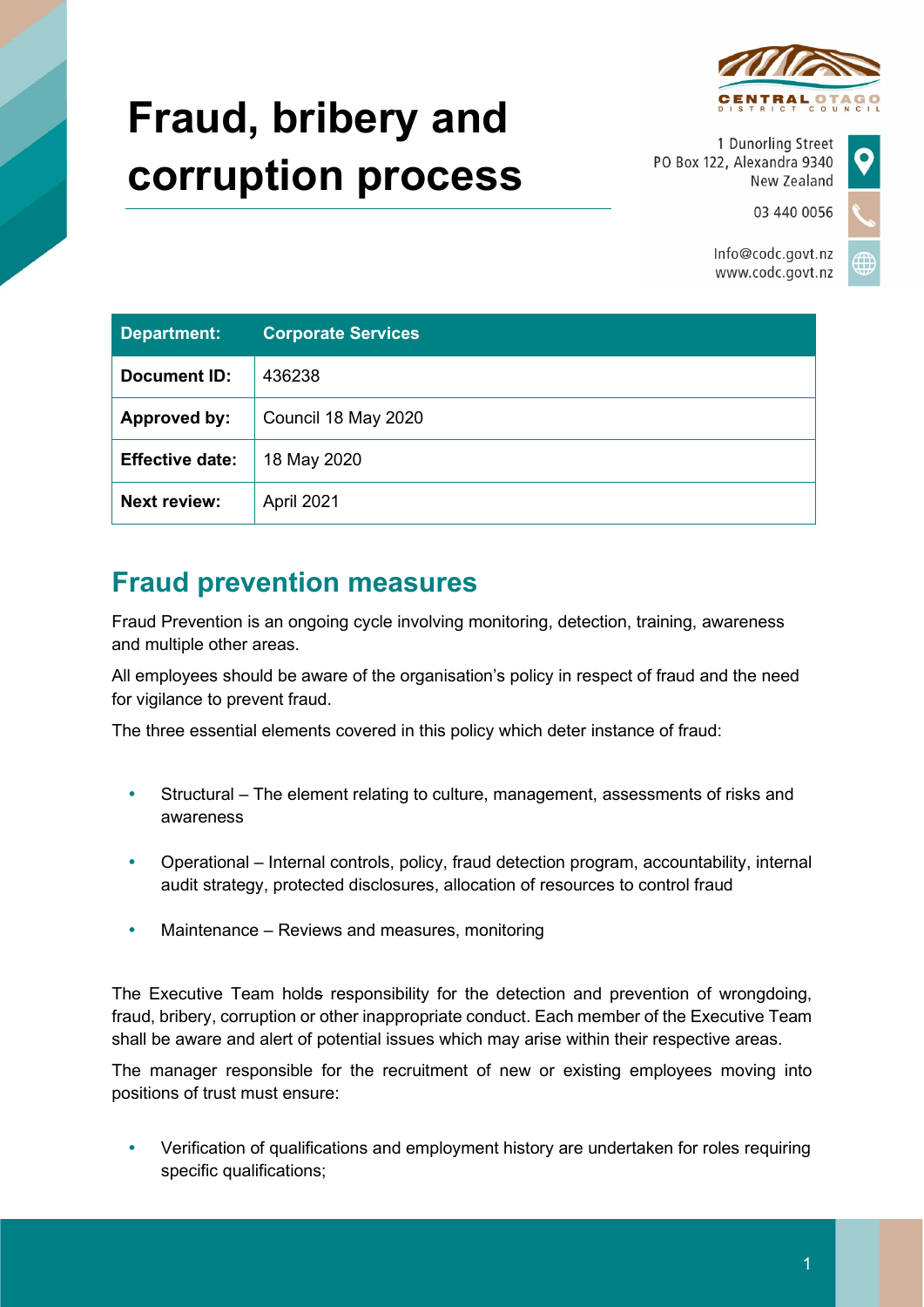# Fraud, bribery and corruption process

1 Dunorling Street
PO Box 122, Alexandra 9340
New Zealand

03 440 0056

Info@codc.govt.nz
www.codc.govt.nz

| **Department:** | **Corporate Services** |
|---|---|
| **Document ID:** | 436238 |
| **Approved by:** | Council 18 May 2020 |
| **Effective date:** | 18 May 2020 |
| **Next review:** | April 2021 |

## Fraud prevention measures

Fraud Prevention is an ongoing cycle involving monitoring, detection, training, awareness and multiple other areas.

All employees should be aware of the organisation's policy in respect of fraud and the need for vigilance to prevent fraud.

The three essential elements covered in this policy which deter instance of fraud:

- Structural – The element relating to culture, management, assessments of risks and awareness
- Operational – Internal controls, policy, fraud detection program, accountability, internal audit strategy, protected disclosures, allocation of resources to control fraud
- Maintenance – Reviews and measures, monitoring

The Executive Team holds responsibility for the detection and prevention of wrongdoing, fraud, bribery, corruption or other inappropriate conduct. Each member of the Executive Team shall be aware and alert of potential issues which may arise within their respective areas.

The manager responsible for the recruitment of new or existing employees moving into positions of trust must ensure:

- Verification of qualifications and employment history are undertaken for roles requiring specific qualifications;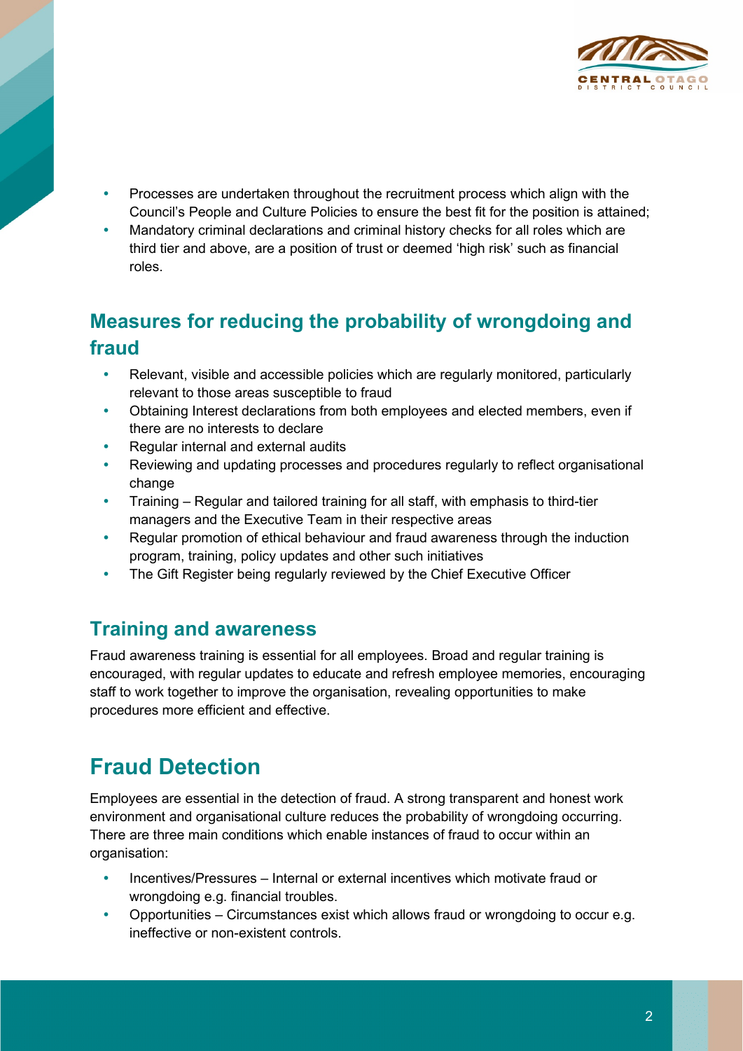- Processes are undertaken throughout the recruitment process which align with the Council's People and Culture Policies to ensure the best fit for the position is attained;
- Mandatory criminal declarations and criminal history checks for all roles which are third tier and above, are a position of trust or deemed 'high risk' such as financial roles.

## Measures for reducing the probability of wrongdoing and fraud

- Relevant, visible and accessible policies which are regularly monitored, particularly relevant to those areas susceptible to fraud
- Obtaining Interest declarations from both employees and elected members, even if there are no interests to declare
- Regular internal and external audits
- Reviewing and updating processes and procedures regularly to reflect organisational change
- Training – Regular and tailored training for all staff, with emphasis to third-tier managers and the Executive Team in their respective areas
- Regular promotion of ethical behaviour and fraud awareness through the induction program, training, policy updates and other such initiatives
- The Gift Register being regularly reviewed by the Chief Executive Officer

## Training and awareness

Fraud awareness training is essential for all employees. Broad and regular training is encouraged, with regular updates to educate and refresh employee memories, encouraging staff to work together to improve the organisation, revealing opportunities to make procedures more efficient and effective.

# Fraud Detection

Employees are essential in the detection of fraud. A strong transparent and honest work environment and organisational culture reduces the probability of wrongdoing occurring. There are three main conditions which enable instances of fraud to occur within an organisation:

- Incentives/Pressures – Internal or external incentives which motivate fraud or wrongdoing e.g. financial troubles.
- Opportunities – Circumstances exist which allows fraud or wrongdoing to occur e.g. ineffective or non-existent controls.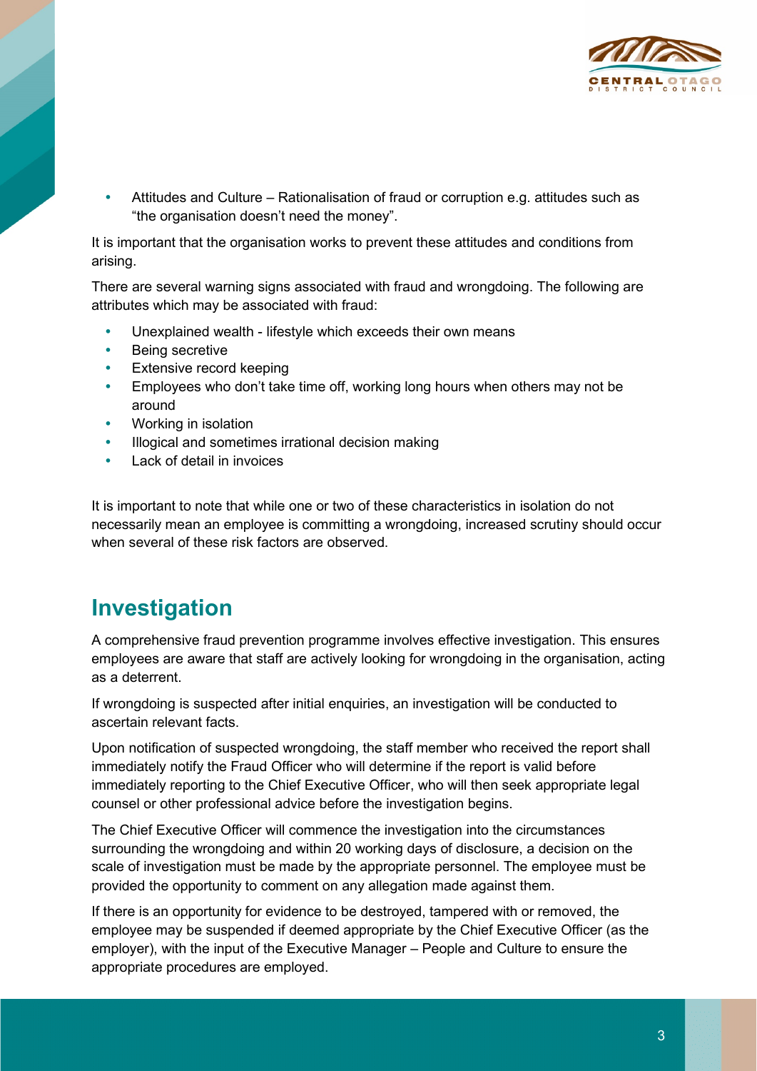- Attitudes and Culture – Rationalisation of fraud or corruption e.g. attitudes such as “the organisation doesn’t need the money”.

It is important that the organisation works to prevent these attitudes and conditions from arising.

There are several warning signs associated with fraud and wrongdoing. The following are attributes which may be associated with fraud:

- Unexplained wealth - lifestyle which exceeds their own means
- Being secretive
- Extensive record keeping
- Employees who don’t take time off, working long hours when others may not be around
- Working in isolation
- Illogical and sometimes irrational decision making
- Lack of detail in invoices

It is important to note that while one or two of these characteristics in isolation do not necessarily mean an employee is committing a wrongdoing, increased scrutiny should occur when several of these risk factors are observed.

## Investigation

A comprehensive fraud prevention programme involves effective investigation. This ensures employees are aware that staff are actively looking for wrongdoing in the organisation, acting as a deterrent.

If wrongdoing is suspected after initial enquiries, an investigation will be conducted to ascertain relevant facts.

Upon notification of suspected wrongdoing, the staff member who received the report shall immediately notify the Fraud Officer who will determine if the report is valid before immediately reporting to the Chief Executive Officer, who will then seek appropriate legal counsel or other professional advice before the investigation begins.

The Chief Executive Officer will commence the investigation into the circumstances surrounding the wrongdoing and within 20 working days of disclosure, a decision on the scale of investigation must be made by the appropriate personnel. The employee must be provided the opportunity to comment on any allegation made against them.

If there is an opportunity for evidence to be destroyed, tampered with or removed, the employee may be suspended if deemed appropriate by the Chief Executive Officer (as the employer), with the input of the Executive Manager – People and Culture to ensure the appropriate procedures are employed.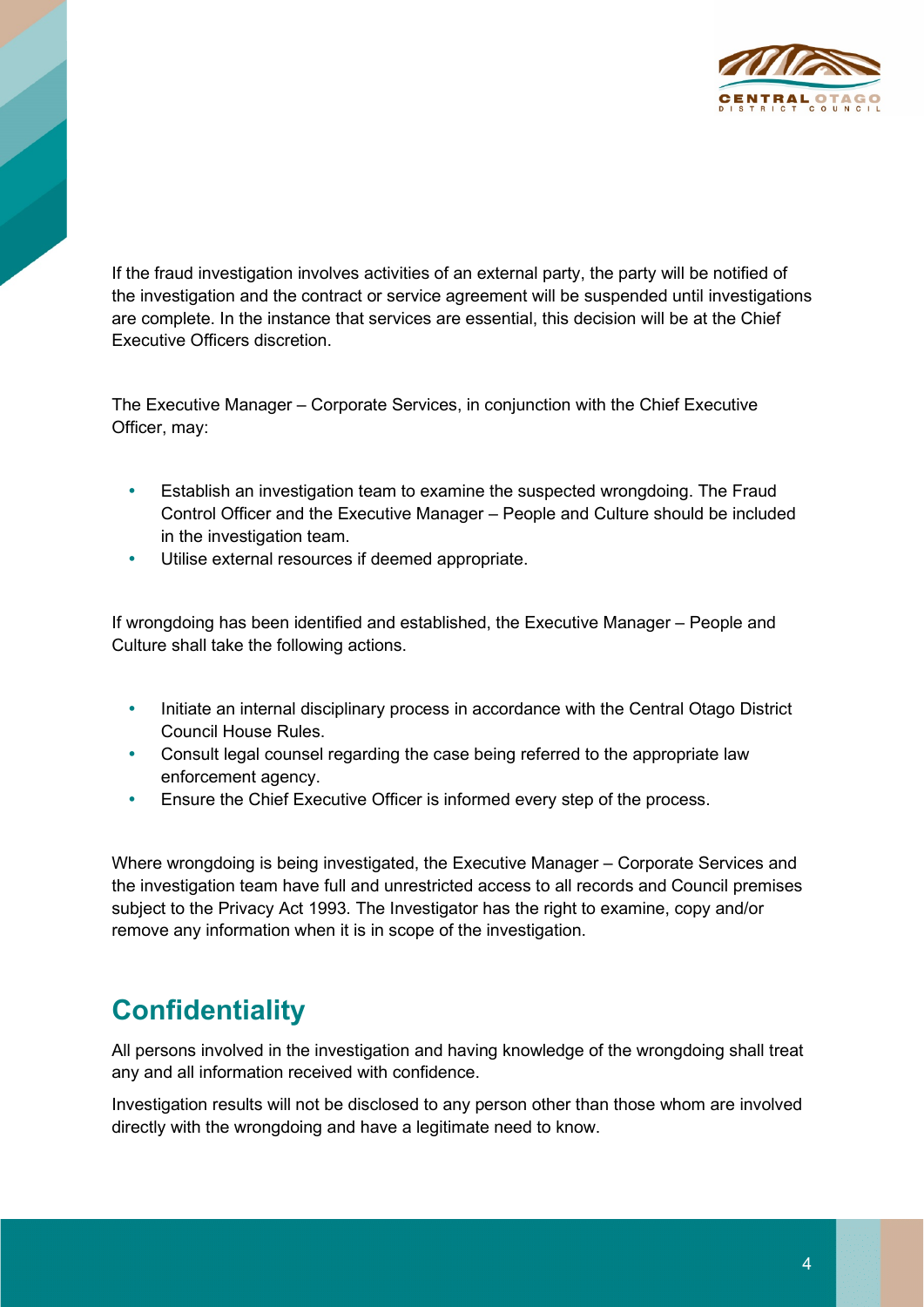If the fraud investigation involves activities of an external party, the party will be notified of the investigation and the contract or service agreement will be suspended until investigations are complete. In the instance that services are essential, this decision will be at the Chief Executive Officers discretion.

The Executive Manager – Corporate Services, in conjunction with the Chief Executive Officer, may:

- Establish an investigation team to examine the suspected wrongdoing. The Fraud Control Officer and the Executive Manager – People and Culture should be included in the investigation team.
- Utilise external resources if deemed appropriate.

If wrongdoing has been identified and established, the Executive Manager – People and Culture shall take the following actions.

- Initiate an internal disciplinary process in accordance with the Central Otago District Council House Rules.
- Consult legal counsel regarding the case being referred to the appropriate law enforcement agency.
- Ensure the Chief Executive Officer is informed every step of the process.

Where wrongdoing is being investigated, the Executive Manager – Corporate Services and the investigation team have full and unrestricted access to all records and Council premises subject to the Privacy Act 1993. The Investigator has the right to examine, copy and/or remove any information when it is in scope of the investigation.

## Confidentiality

All persons involved in the investigation and having knowledge of the wrongdoing shall treat any and all information received with confidence.

Investigation results will not be disclosed to any person other than those whom are involved directly with the wrongdoing and have a legitimate need to know.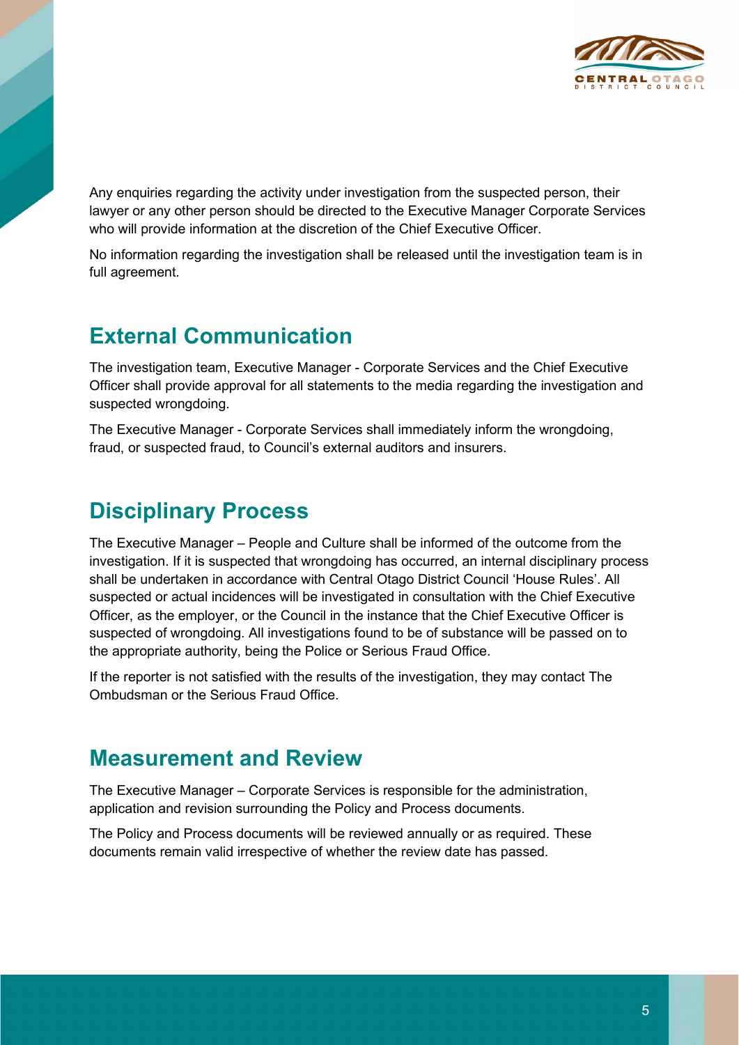Any enquiries regarding the activity under investigation from the suspected person, their lawyer or any other person should be directed to the Executive Manager Corporate Services who will provide information at the discretion of the Chief Executive Officer.

No information regarding the investigation shall be released until the investigation team is in full agreement.

## External Communication

The investigation team, Executive Manager - Corporate Services and the Chief Executive Officer shall provide approval for all statements to the media regarding the investigation and suspected wrongdoing.

The Executive Manager - Corporate Services shall immediately inform the wrongdoing, fraud, or suspected fraud, to Council's external auditors and insurers.

## Disciplinary Process

The Executive Manager – People and Culture shall be informed of the outcome from the investigation. If it is suspected that wrongdoing has occurred, an internal disciplinary process shall be undertaken in accordance with Central Otago District Council 'House Rules'. All suspected or actual incidences will be investigated in consultation with the Chief Executive Officer, as the employer, or the Council in the instance that the Chief Executive Officer is suspected of wrongdoing. All investigations found to be of substance will be passed on to the appropriate authority, being the Police or Serious Fraud Office.

If the reporter is not satisfied with the results of the investigation, they may contact The Ombudsman or the Serious Fraud Office.

## Measurement and Review

The Executive Manager – Corporate Services is responsible for the administration, application and revision surrounding the Policy and Process documents.

The Policy and Process documents will be reviewed annually or as required. These documents remain valid irrespective of whether the review date has passed.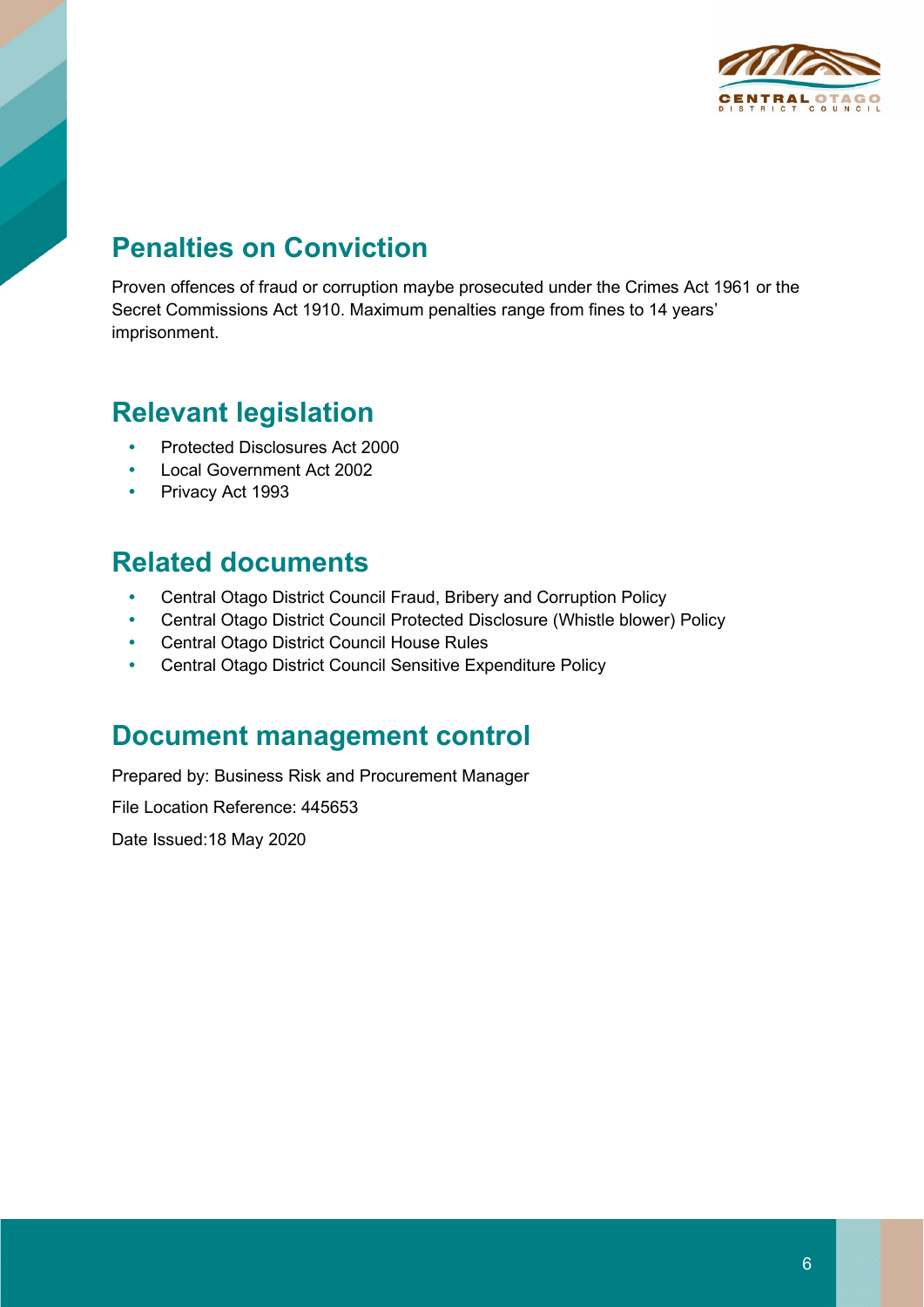## Penalties on Conviction

Proven offences of fraud or corruption maybe prosecuted under the Crimes Act 1961 or the Secret Commissions Act 1910. Maximum penalties range from fines to 14 years' imprisonment.

## Relevant legislation

- Protected Disclosures Act 2000
- Local Government Act 2002
- Privacy Act 1993

## Related documents

- Central Otago District Council Fraud, Bribery and Corruption Policy
- Central Otago District Council Protected Disclosure (Whistle blower) Policy
- Central Otago District Council House Rules
- Central Otago District Council Sensitive Expenditure Policy

## Document management control

Prepared by: Business Risk and Procurement Manager

File Location Reference: 445653

Date Issued:18 May 2020